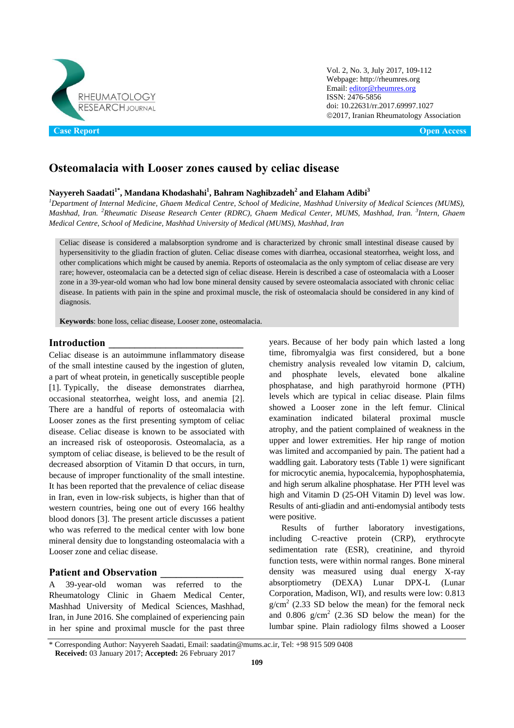Case Report | Open Access

# Osteomalacia with Looser zones caused by celiac disease

**Nayyereh Saadati[1*], Mandana Khodashahi[1], Bahram Naghibzadeh[2] and Elaham Adibi[3]**

*[1]Department of Internal Medicine, Ghaem Medical Centre, School of Medicine, Mashhad University of Medical Sciences (MUMS), Mashhad, Iran. [2]Rheumatic Disease Research Center (RDRC), Ghaem Medical Center, MUMS, Mashhad, Iran. [3]Intern, Ghaem Medical Centre, School of Medicine, Mashhad University of Medical (MUMS), Mashhad, Iran*

Celiac disease is considered a malabsorption syndrome and is characterized by chronic small intestinal disease caused by hypersensitivity to the gliadin fraction of gluten. Celiac disease comes with diarrhea, occasional steatorrhea, weight loss, and other complications which might be caused by anemia. Reports of osteomalacia as the only symptom of celiac disease are very rare; however, osteomalacia can be a detected sign of celiac disease. Herein is described a case of osteomalacia with a Looser zone in a 39-year-old woman who had low bone mineral density caused by severe osteomalacia associated with chronic celiac disease. In patients with pain in the spine and proximal muscle, the risk of osteomalacia should be considered in any kind of diagnosis.

**Keywords**: bone loss, celiac disease, Looser zone, osteomalacia.

## Introduction

Celiac disease is an autoimmune inflammatory disease of the small intestine caused by the ingestion of gluten, a part of wheat protein, in genetically susceptible people [1]. Typically, the disease demonstrates diarrhea, occasional steatorrhea, weight loss, and anemia [2]. There are a handful of reports of osteomalacia with Looser zones as the first presenting symptom of celiac disease. Celiac disease is known to be associated with an increased risk of osteoporosis. Osteomalacia, as a symptom of celiac disease, is believed to be the result of decreased absorption of Vitamin D that occurs, in turn, because of improper functionality of the small intestine. It has been reported that the prevalence of celiac disease in Iran, even in low-risk subjects, is higher than that of western countries, being one out of every 166 healthy blood donors [3]. The present article discusses a patient who was referred to the medical center with low bone mineral density due to longstanding osteomalacia with a Looser zone and celiac disease.

## Patient and Observation

A 39-year-old woman was referred to the Rheumatology Clinic in Ghaem Medical Center, Mashhad University of Medical Sciences, Mashhad, Iran, in June 2016. She complained of experiencing pain in her spine and proximal muscle for the past three years. Because of her body pain which lasted a long time, fibromyalgia was first considered, but a bone chemistry analysis revealed low vitamin D, calcium, and phosphate levels, elevated bone alkaline phosphatase, and high parathyroid hormone (PTH) levels which are typical in celiac disease. Plain films showed a Looser zone in the left femur. Clinical examination indicated bilateral proximal muscle atrophy, and the patient complained of weakness in the upper and lower extremities. Her hip range of motion was limited and accompanied by pain. The patient had a waddling gait. Laboratory tests (Table 1) were significant for microcytic anemia, hypocalcemia, hypophosphatemia, and high serum alkaline phosphatase. Her PTH level was high and Vitamin D (25-OH Vitamin D) level was low. Results of anti-gliadin and anti-endomysial antibody tests were positive.

Results of further laboratory investigations, including C-reactive protein (CRP), erythrocyte sedimentation rate (ESR), creatinine, and thyroid function tests, were within normal ranges. Bone mineral density was measured using dual energy X-ray absorptiometry (DEXA) Lunar DPX-L (Lunar Corporation, Madison, WI), and results were low: 0.813 g/cm$^2$ (2.33 SD below the mean) for the femoral neck and 0.806 g/cm$^2$ (2.36 SD below the mean) for the lumbar spine. Plain radiology films showed a Looser

\* Corresponding Author: Nayyereh Saadati, Email: saadatin@mums.ac.ir, Tel: +98 915 509 0408
**Received:** 03 January 2017; **Accepted:** 26 February 2017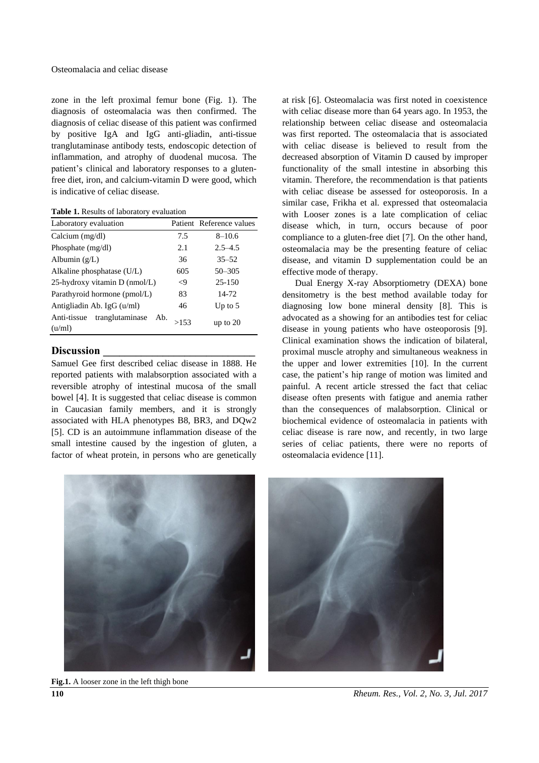zone in the left proximal femur bone (Fig. 1). The diagnosis of osteomalacia was then confirmed. The diagnosis of celiac disease of this patient was confirmed by positive IgA and IgG anti-gliadin, anti-tissue tranglutaminase antibody tests, endoscopic detection of inflammation, and atrophy of duodenal mucosa. The patient's clinical and laboratory responses to a gluten-free diet, iron, and calcium-vitamin D were good, which is indicative of celiac disease.

**Table 1.** Results of laboratory evaluation

| Laboratory evaluation | Patient | Reference values |
|---|---|---|
| Calcium (mg/dl) | 7.5 | 8–10.6 |
| Phosphate (mg/dl) | 2.1 | 2.5–4.5 |
| Albumin (g/L) | 36 | 35–52 |
| Alkaline phosphatase (U/L) | 605 | 50–305 |
| 25-hydroxy vitamin D (nmol/L) | <9 | 25-150 |
| Parathyroid hormone (pmol/L) | 83 | 14-72 |
| Antigliadin Ab. IgG (u/ml) | 46 | Up to 5 |
| Anti-tissue tranglutaminase Ab. (u/ml) | >153 | up to 20 |

## Discussion

Samuel Gee first described celiac disease in 1888. He reported patients with malabsorption associated with a reversible atrophy of intestinal mucosa of the small bowel [4]. It is suggested that celiac disease is common in Caucasian family members, and it is strongly associated with HLA phenotypes B8, BR3, and DQw2 [5]. CD is an autoimmune inflammation disease of the small intestine caused by the ingestion of gluten, a factor of wheat protein, in persons who are genetically at risk [6]. Osteomalacia was first noted in coexistence with celiac disease more than 64 years ago. In 1953, the relationship between celiac disease and osteomalacia was first reported. The osteomalacia that is associated with celiac disease is believed to result from the decreased absorption of Vitamin D caused by improper functionality of the small intestine in absorbing this vitamin. Therefore, the recommendation is that patients with celiac disease be assessed for osteoporosis. In a similar case, Frikha et al. expressed that osteomalacia with Looser zones is a late complication of celiac disease which, in turn, occurs because of poor compliance to a gluten-free diet [7]. On the other hand, osteomalacia may be the presenting feature of celiac disease, and vitamin D supplementation could be an effective mode of therapy.

Dual Energy X-ray Absorptiometry (DEXA) bone densitometry is the best method available today for diagnosing low bone mineral density [8]. This is advocated as a showing for an antibodies test for celiac disease in young patients who have osteoporosis [9]. Clinical examination shows the indication of bilateral, proximal muscle atrophy and simultaneous weakness in the upper and lower extremities [10]. In the current case, the patient's hip range of motion was limited and painful. A recent article stressed the fact that celiac disease often presents with fatigue and anemia rather than the consequences of malabsorption. Clinical or biochemical evidence of osteomalacia in patients with celiac disease is rare now, and recently, in two large series of celiac patients, there were no reports of osteomalacia evidence [11].

**Fig.1.** A looser zone in the left thigh bone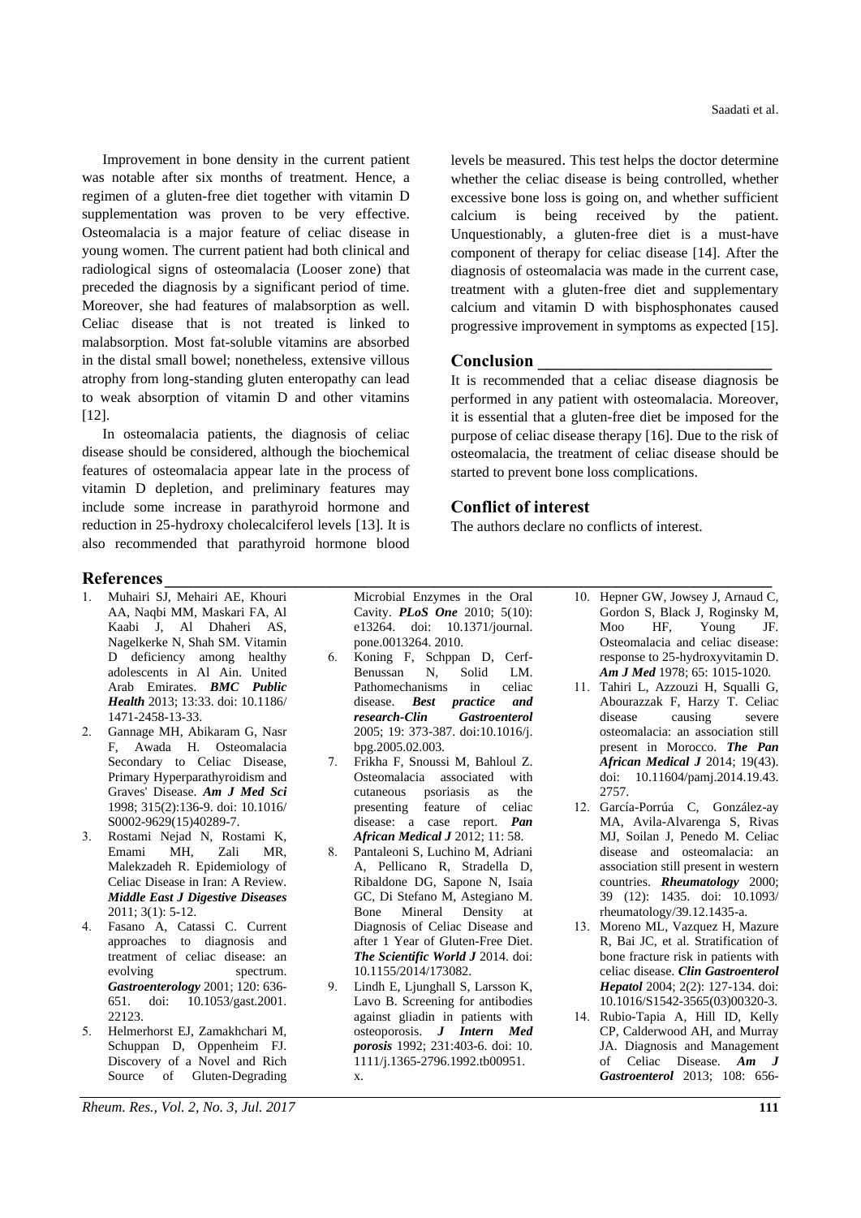Improvement in bone density in the current patient was notable after six months of treatment. Hence, a regimen of a gluten-free diet together with vitamin D supplementation was proven to be very effective. Osteomalacia is a major feature of celiac disease in young women. The current patient had both clinical and radiological signs of osteomalacia (Looser zone) that preceded the diagnosis by a significant period of time. Moreover, she had features of malabsorption as well. Celiac disease that is not treated is linked to malabsorption. Most fat-soluble vitamins are absorbed in the distal small bowel; nonetheless, extensive villous atrophy from long-standing gluten enteropathy can lead to weak absorption of vitamin D and other vitamins [12].

In osteomalacia patients, the diagnosis of celiac disease should be considered, although the biochemical features of osteomalacia appear late in the process of vitamin D depletion, and preliminary features may include some increase in parathyroid hormone and reduction in 25-hydroxy cholecalciferol levels [13]. It is also recommended that parathyroid hormone blood levels be measured. This test helps the doctor determine whether the celiac disease is being controlled, whether excessive bone loss is going on, and whether sufficient calcium is being received by the patient. Unquestionably, a gluten-free diet is a must-have component of therapy for celiac disease [14]. After the diagnosis of osteomalacia was made in the current case, treatment with a gluten-free diet and supplementary calcium and vitamin D with bisphosphonates caused progressive improvement in symptoms as expected [15].

## Conclusion

It is recommended that a celiac disease diagnosis be performed in any patient with osteomalacia. Moreover, it is essential that a gluten-free diet be imposed for the purpose of celiac disease therapy [16]. Due to the risk of osteomalacia, the treatment of celiac disease should be started to prevent bone loss complications.

## Conflict of interest

The authors declare no conflicts of interest.

## References

1. Muhairi SJ, Mehairi AE, Khouri AA, Naqbi MM, Maskari FA, Al Kaabi J, Al Dhaheri AS, Nagelkerke N, Shah SM. Vitamin D deficiency among healthy adolescents in Al Ain. United Arab Emirates. ***BMC Public Health*** 2013; 13:33. doi: 10.1186/1471-2458-13-33.
2. Gannage MH, Abikaram G, Nasr F, Awada H. Osteomalacia Secondary to Celiac Disease, Primary Hyperparathyroidism and Graves' Disease. ***Am J Med Sci*** 1998; 315(2):136-9. doi: 10.1016/S0002-9629(15)40289-7.
3. Rostami Nejad N, Rostami K, Emami MH, Zali MR, Malekzadeh R. Epidemiology of Celiac Disease in Iran: A Review. ***Middle East J Digestive Diseases*** 2011; 3(1): 5-12.
4. Fasano A, Catassi C. Current approaches to diagnosis and treatment of celiac disease: an evolving spectrum. ***Gastroenterology*** 2001; 120: 636-651. doi: 10.1053/gast.2001.22123.
5. Helmerhorst EJ, Zamakhchari M, Schuppan D, Oppenheim FJ. Discovery of a Novel and Rich Source of Gluten-Degrading Microbial Enzymes in the Oral Cavity. ***PLoS One*** 2010; 5(10): e13264. doi: 10.1371/journal.pone.0013264. 2010.
6. Koning F, Schppan D, Cerf-Benussan N, Solid LM. Pathomechanisms in celiac disease. ***Best practice and research-Clin Gastroenterol*** 2005; 19: 373-387. doi:10.1016/j.bpg.2005.02.003.
7. Frikha F, Snoussi M, Bahloul Z. Osteomalacia associated with cutaneous psoriasis as the presenting feature of celiac disease: a case report. ***Pan African Medical J*** 2012; 11: 58.
8. Pantaleoni S, Luchino M, Adriani A, Pellicano R, Stradella D, Ribaldone DG, Sapone N, Isaia GC, Di Stefano M, Astegiano M. Bone Mineral Density at Diagnosis of Celiac Disease and after 1 Year of Gluten-Free Diet. ***The Scientific World J*** 2014. doi: 10.1155/2014/173082.
9. Lindh E, Ljunghall S, Larsson K, Lavo B. Screening for antibodies against gliadin in patients with osteoporosis. ***J Intern Med porosis*** 1992; 231:403-6. doi: 10.1111/j.1365-2796.1992.tb00951.x.
10. Hepner GW, Jowsey J, Arnaud C, Gordon S, Black J, Roginsky M, Moo HF, Young JF. Osteomalacia and celiac disease: response to 25-hydroxyvitamin D. ***Am J Med*** 1978; 65: 1015-1020.
11. Tahiri L, Azzouzi H, Squalli G, Abourazzak F, Harzy T. Celiac disease causing severe osteomalacia: an association still present in Morocco. ***The Pan African Medical J*** 2014; 19(43). doi: 10.11604/pamj.2014.19.43.2757.
12. García-Porrúa C, González-ay MA, Avila-Alvarenga S, Rivas MJ, Soilan J, Penedo M. Celiac disease and osteomalacia: an association still present in western countries. ***Rheumatology*** 2000; 39 (12): 1435. doi: 10.1093/rheumatology/39.12.1435-a.
13. Moreno ML, Vazquez H, Mazure R, Bai JC, et al. Stratification of bone fracture risk in patients with celiac disease. ***Clin Gastroenterol Hepatol*** 2004; 2(2): 127-134. doi: 10.1016/S1542-3565(03)00320-3.
14. Rubio-Tapia A, Hill ID, Kelly CP, Calderwood AH, and Murray JA. Diagnosis and Management of Celiac Disease. ***Am J Gastroenterol*** 2013; 108: 656-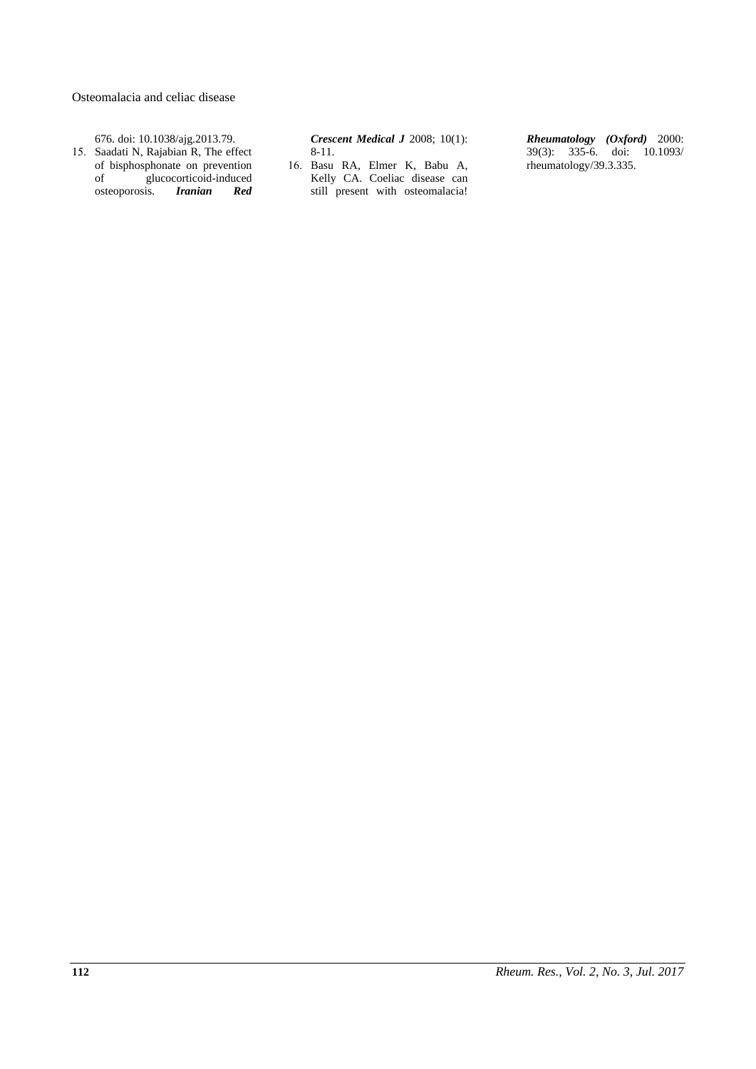676. doi: 10.1038/ajg.2013.79.

15. Saadati N, Rajabian R, The effect of bisphosphonate on prevention of glucocorticoid-induced osteoporosis. ***Iranian Red Crescent Medical J*** 2008; 10(1): 8-11.
16. Basu RA, Elmer K, Babu A, Kelly CA. Coeliac disease can still present with osteomalacia! ***Rheumatology (Oxford)*** 2000: 39(3): 335-6. doi: 10.1093/rheumatology/39.3.335.